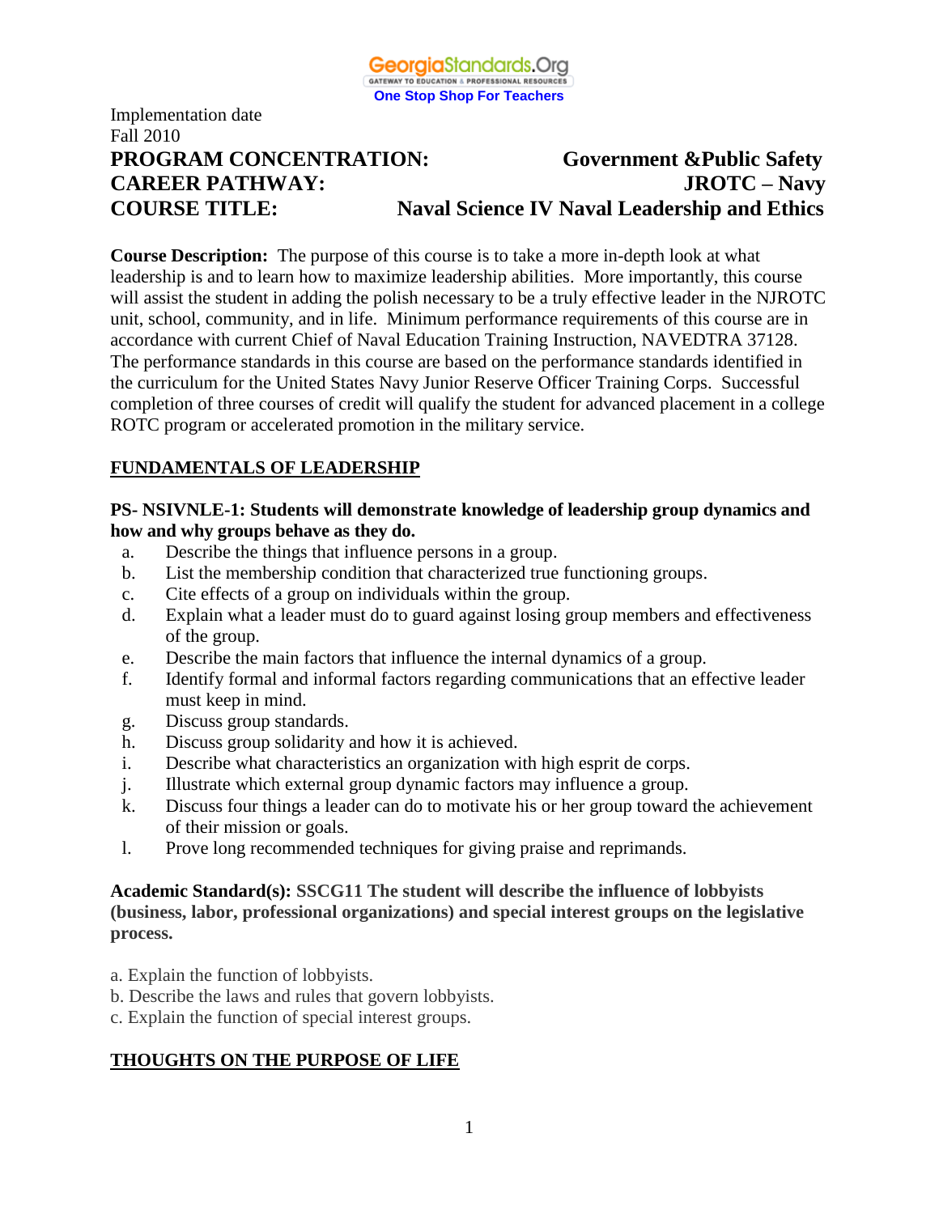GeorgiaStandards.Org
GATEWAY TO EDUCATION & PROFESSIONAL RESOURCES
One Stop Shop For Teachers

Implementation date
Fall 2010

**PROGRAM CONCENTRATION: Government &Public Safety**
**CAREER PATHWAY: JROTC – Navy**
**COURSE TITLE: Naval Science IV Naval Leadership and Ethics**

**Course Description:** The purpose of this course is to take a more in-depth look at what leadership is and to learn how to maximize leadership abilities. More importantly, this course will assist the student in adding the polish necessary to be a truly effective leader in the NJROTC unit, school, community, and in life. Minimum performance requirements of this course are in accordance with current Chief of Naval Education Training Instruction, NAVEDTRA 37128. The performance standards in this course are based on the performance standards identified in the curriculum for the United States Navy Junior Reserve Officer Training Corps. Successful completion of three courses of credit will qualify the student for advanced placement in a college ROTC program or accelerated promotion in the military service.

## FUNDAMENTALS OF LEADERSHIP

**PS- NSIVNLE-1: Students will demonstrate knowledge of leadership group dynamics and how and why groups behave as they do.**

a. Describe the things that influence persons in a group.
b. List the membership condition that characterized true functioning groups.
c. Cite effects of a group on individuals within the group.
d. Explain what a leader must do to guard against losing group members and effectiveness of the group.
e. Describe the main factors that influence the internal dynamics of a group.
f. Identify formal and informal factors regarding communications that an effective leader must keep in mind.
g. Discuss group standards.
h. Discuss group solidarity and how it is achieved.
i. Describe what characteristics an organization with high esprit de corps.
j. Illustrate which external group dynamic factors may influence a group.
k. Discuss four things a leader can do to motivate his or her group toward the achievement of their mission or goals.
l. Prove long recommended techniques for giving praise and reprimands.

**Academic Standard(s): SSCG11 The student will describe the influence of lobbyists (business, labor, professional organizations) and special interest groups on the legislative process.**

a. Explain the function of lobbyists.
b. Describe the laws and rules that govern lobbyists.
c. Explain the function of special interest groups.

## THOUGHTS ON THE PURPOSE OF LIFE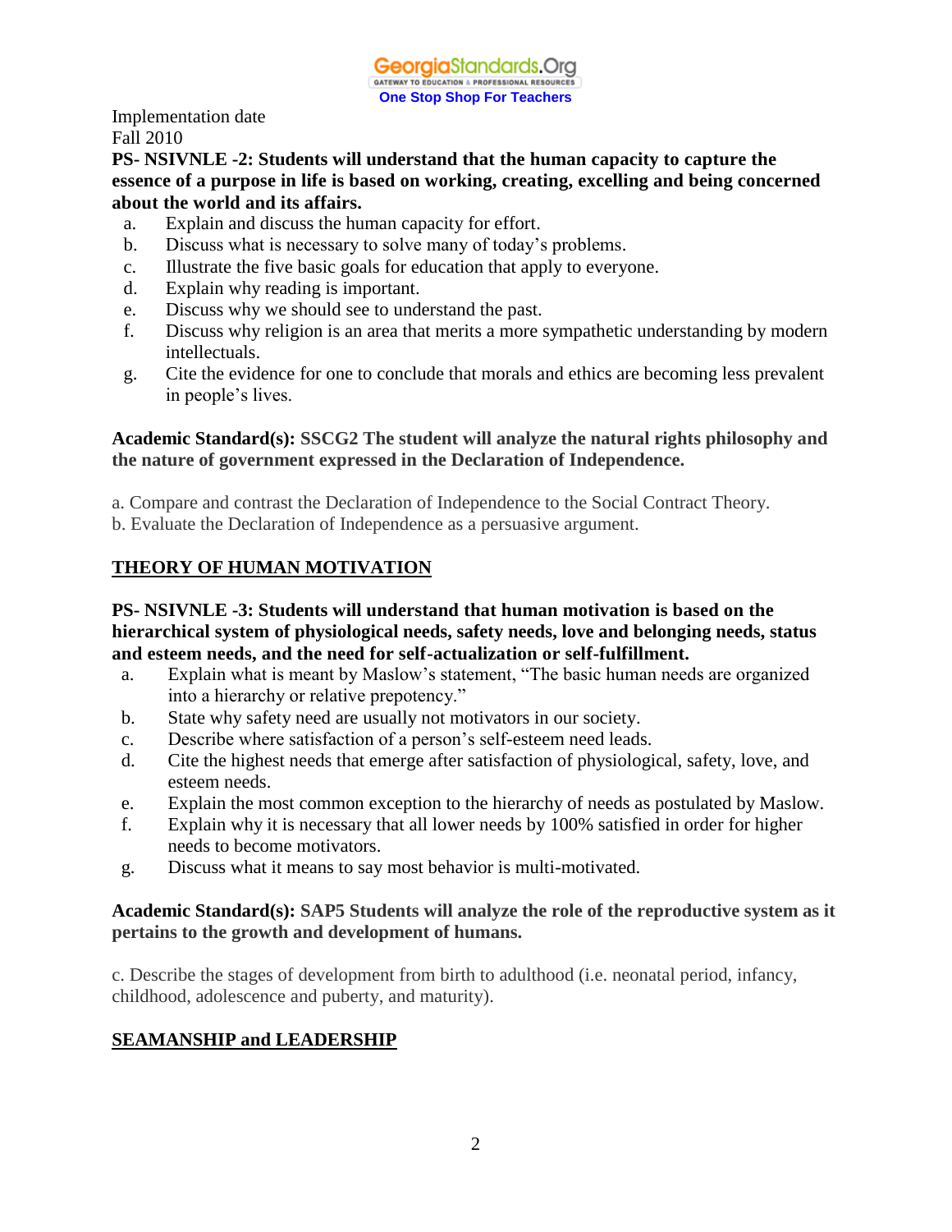Implementation date
Fall 2010

**PS- NSIVNLE -2: Students will understand that the human capacity to capture the essence of a purpose in life is based on working, creating, excelling and being concerned about the world and its affairs.**

a. Explain and discuss the human capacity for effort.
b. Discuss what is necessary to solve many of today's problems.
c. Illustrate the five basic goals for education that apply to everyone.
d. Explain why reading is important.
e. Discuss why we should see to understand the past.
f. Discuss why religion is an area that merits a more sympathetic understanding by modern intellectuals.
g. Cite the evidence for one to conclude that morals and ethics are becoming less prevalent in people's lives.

**Academic Standard(s): SSCG2 The student will analyze the natural rights philosophy and the nature of government expressed in the Declaration of Independence.**

a. Compare and contrast the Declaration of Independence to the Social Contract Theory.
b. Evaluate the Declaration of Independence as a persuasive argument.

## THEORY OF HUMAN MOTIVATION

**PS- NSIVNLE -3: Students will understand that human motivation is based on the hierarchical system of physiological needs, safety needs, love and belonging needs, status and esteem needs, and the need for self-actualization or self-fulfillment.**

a. Explain what is meant by Maslow's statement, "The basic human needs are organized into a hierarchy or relative prepotency."
b. State why safety need are usually not motivators in our society.
c. Describe where satisfaction of a person's self-esteem need leads.
d. Cite the highest needs that emerge after satisfaction of physiological, safety, love, and esteem needs.
e. Explain the most common exception to the hierarchy of needs as postulated by Maslow.
f. Explain why it is necessary that all lower needs by 100% satisfied in order for higher needs to become motivators.
g. Discuss what it means to say most behavior is multi-motivated.

**Academic Standard(s): SAP5 Students will analyze the role of the reproductive system as it pertains to the growth and development of humans.**

c. Describe the stages of development from birth to adulthood (i.e. neonatal period, infancy, childhood, adolescence and puberty, and maturity).

## SEAMANSHIP and LEADERSHIP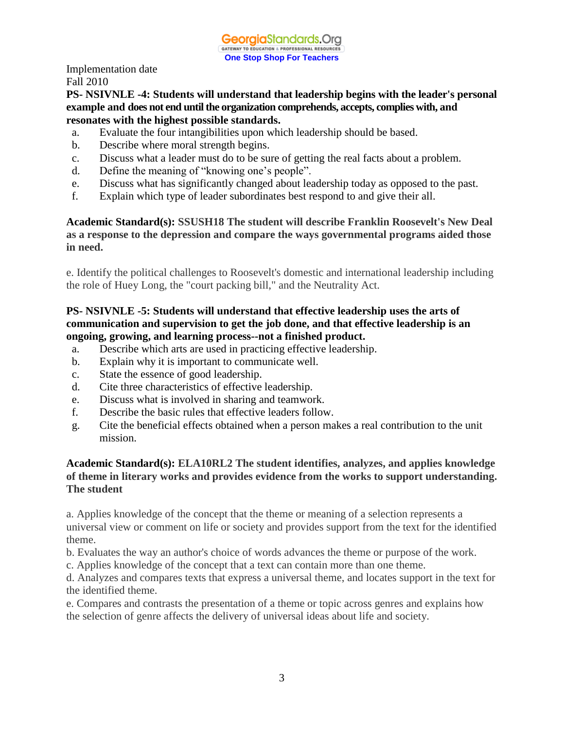Implementation date
Fall 2010

**PS- NSIVNLE -4: Students will understand that leadership begins with the leader's personal example and does not end until the organization comprehends, accepts, complies with, and resonates with the highest possible standards.**

a. Evaluate the four intangibilities upon which leadership should be based.
b. Describe where moral strength begins.
c. Discuss what a leader must do to be sure of getting the real facts about a problem.
d. Define the meaning of "knowing one's people".
e. Discuss what has significantly changed about leadership today as opposed to the past.
f. Explain which type of leader subordinates best respond to and give their all.

**Academic Standard(s): SSUSH18 The student will describe Franklin Roosevelt's New Deal as a response to the depression and compare the ways governmental programs aided those in need.**

e. Identify the political challenges to Roosevelt's domestic and international leadership including the role of Huey Long, the "court packing bill," and the Neutrality Act.

**PS- NSIVNLE -5: Students will understand that effective leadership uses the arts of communication and supervision to get the job done, and that effective leadership is an ongoing, growing, and learning process--not a finished product.**

a. Describe which arts are used in practicing effective leadership.
b. Explain why it is important to communicate well.
c. State the essence of good leadership.
d. Cite three characteristics of effective leadership.
e. Discuss what is involved in sharing and teamwork.
f. Describe the basic rules that effective leaders follow.
g. Cite the beneficial effects obtained when a person makes a real contribution to the unit mission.

**Academic Standard(s): ELA10RL2 The student identifies, analyzes, and applies knowledge of theme in literary works and provides evidence from the works to support understanding. The student**

a. Applies knowledge of the concept that the theme or meaning of a selection represents a universal view or comment on life or society and provides support from the text for the identified theme.
b. Evaluates the way an author's choice of words advances the theme or purpose of the work.
c. Applies knowledge of the concept that a text can contain more than one theme.
d. Analyzes and compares texts that express a universal theme, and locates support in the text for the identified theme.
e. Compares and contrasts the presentation of a theme or topic across genres and explains how the selection of genre affects the delivery of universal ideas about life and society.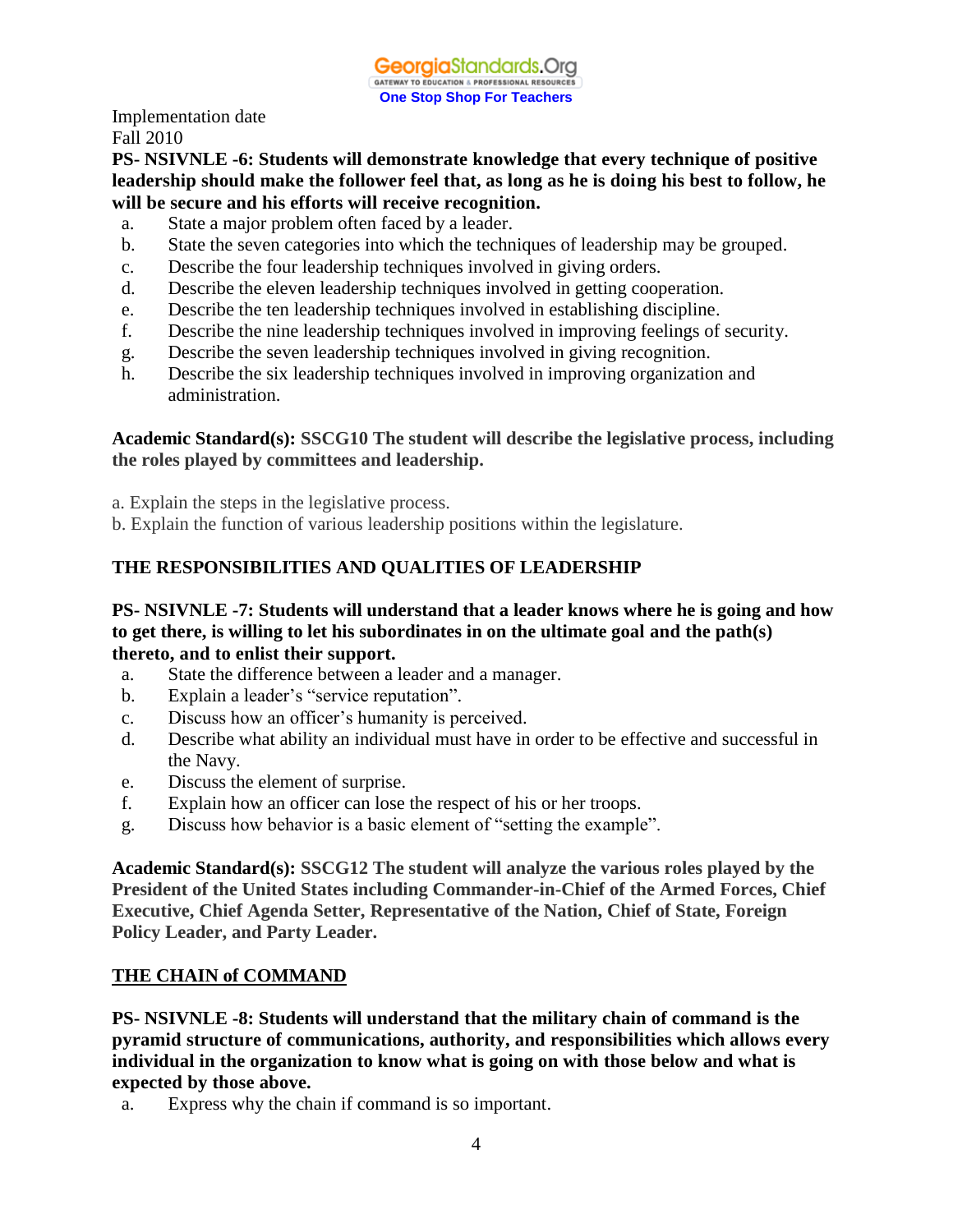Implementation date
Fall 2010

**PS- NSIVNLE -6: Students will demonstrate knowledge that every technique of positive leadership should make the follower feel that, as long as he is doing his best to follow, he will be secure and his efforts will receive recognition.**

a. State a major problem often faced by a leader.
b. State the seven categories into which the techniques of leadership may be grouped.
c. Describe the four leadership techniques involved in giving orders.
d. Describe the eleven leadership techniques involved in getting cooperation.
e. Describe the ten leadership techniques involved in establishing discipline.
f. Describe the nine leadership techniques involved in improving feelings of security.
g. Describe the seven leadership techniques involved in giving recognition.
h. Describe the six leadership techniques involved in improving organization and administration.

**Academic Standard(s): SSCG10 The student will describe the legislative process, including the roles played by committees and leadership.**

a. Explain the steps in the legislative process.
b. Explain the function of various leadership positions within the legislature.

**THE RESPONSIBILITIES AND QUALITIES OF LEADERSHIP**

**PS- NSIVNLE -7: Students will understand that a leader knows where he is going and how to get there, is willing to let his subordinates in on the ultimate goal and the path(s) thereto, and to enlist their support.**

a. State the difference between a leader and a manager.
b. Explain a leader's "service reputation".
c. Discuss how an officer's humanity is perceived.
d. Describe what ability an individual must have in order to be effective and successful in the Navy.
e. Discuss the element of surprise.
f. Explain how an officer can lose the respect of his or her troops.
g. Discuss how behavior is a basic element of "setting the example".

**Academic Standard(s): SSCG12 The student will analyze the various roles played by the President of the United States including Commander-in-Chief of the Armed Forces, Chief Executive, Chief Agenda Setter, Representative of the Nation, Chief of State, Foreign Policy Leader, and Party Leader.**

**THE CHAIN of COMMAND**

**PS- NSIVNLE -8: Students will understand that the military chain of command is the pyramid structure of communications, authority, and responsibilities which allows every individual in the organization to know what is going on with those below and what is expected by those above.**

a. Express why the chain if command is so important.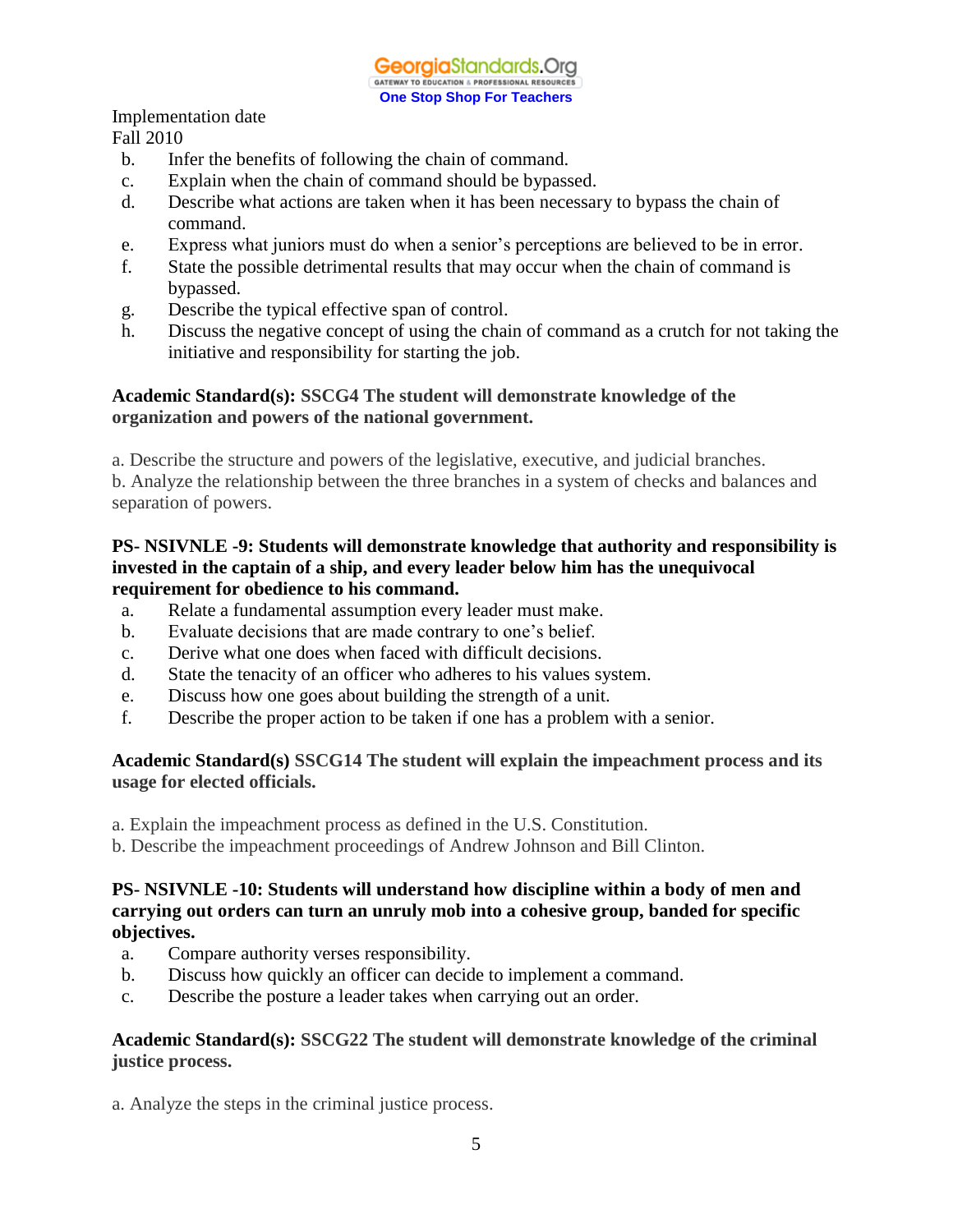Implementation date
Fall 2010

b. Infer the benefits of following the chain of command.
c. Explain when the chain of command should be bypassed.
d. Describe what actions are taken when it has been necessary to bypass the chain of command.
e. Express what juniors must do when a senior's perceptions are believed to be in error.
f. State the possible detrimental results that may occur when the chain of command is bypassed.
g. Describe the typical effective span of control.
h. Discuss the negative concept of using the chain of command as a crutch for not taking the initiative and responsibility for starting the job.

**Academic Standard(s): SSCG4 The student will demonstrate knowledge of the organization and powers of the national government.**

a. Describe the structure and powers of the legislative, executive, and judicial branches.
b. Analyze the relationship between the three branches in a system of checks and balances and separation of powers.

**PS- NSIVNLE -9: Students will demonstrate knowledge that authority and responsibility is invested in the captain of a ship, and every leader below him has the unequivocal requirement for obedience to his command.**

a. Relate a fundamental assumption every leader must make.
b. Evaluate decisions that are made contrary to one's belief.
c. Derive what one does when faced with difficult decisions.
d. State the tenacity of an officer who adheres to his values system.
e. Discuss how one goes about building the strength of a unit.
f. Describe the proper action to be taken if one has a problem with a senior.

**Academic Standard(s) SSCG14 The student will explain the impeachment process and its usage for elected officials.**

a. Explain the impeachment process as defined in the U.S. Constitution.
b. Describe the impeachment proceedings of Andrew Johnson and Bill Clinton.

**PS- NSIVNLE -10: Students will understand how discipline within a body of men and carrying out orders can turn an unruly mob into a cohesive group, banded for specific objectives.**

a. Compare authority verses responsibility.
b. Discuss how quickly an officer can decide to implement a command.
c. Describe the posture a leader takes when carrying out an order.

**Academic Standard(s): SSCG22 The student will demonstrate knowledge of the criminal justice process.**

a. Analyze the steps in the criminal justice process.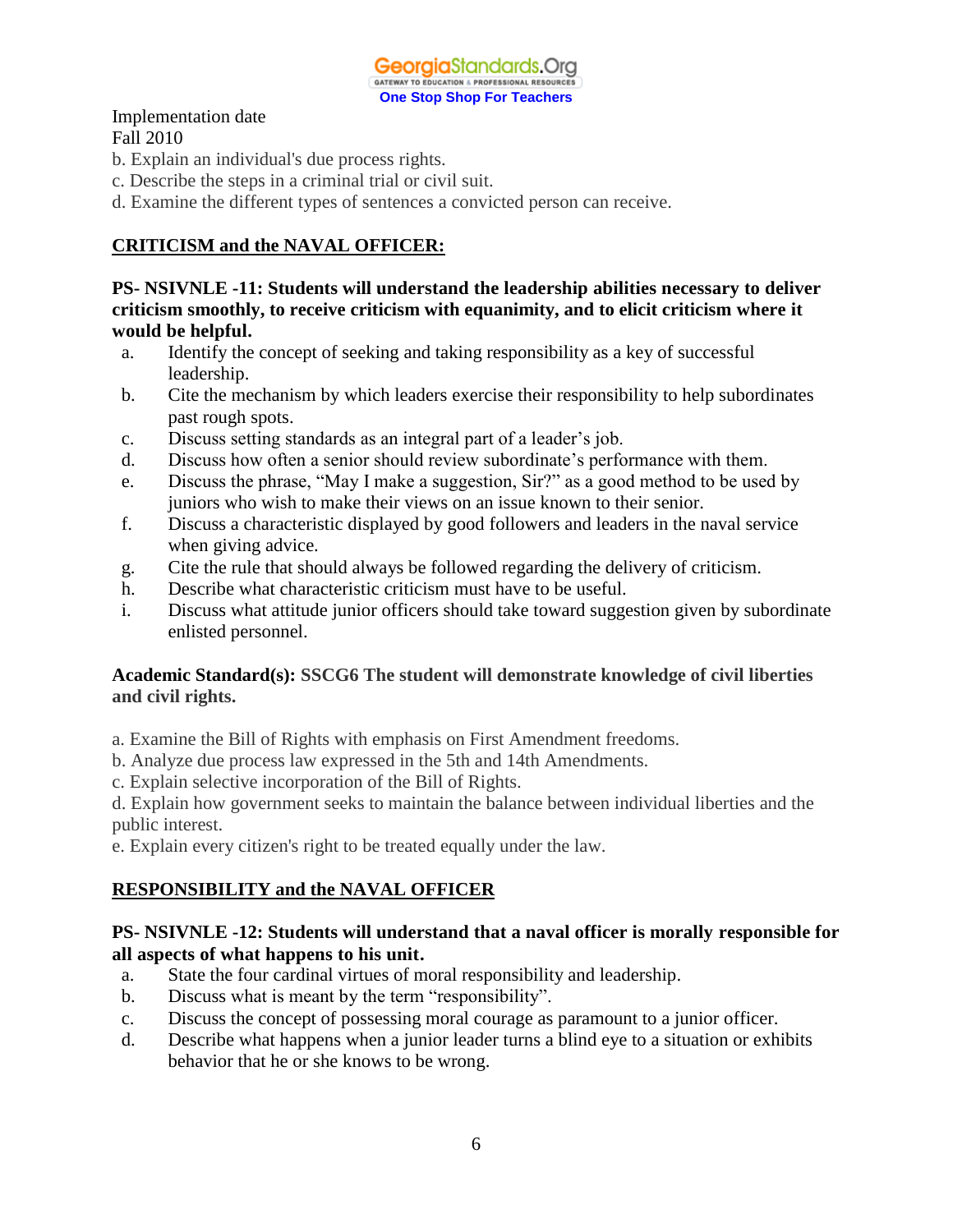Implementation date
Fall 2010

b. Explain an individual's due process rights.
c. Describe the steps in a criminal trial or civil suit.
d. Examine the different types of sentences a convicted person can receive.

## CRITICISM and the NAVAL OFFICER:

**PS- NSIVNLE -11: Students will understand the leadership abilities necessary to deliver criticism smoothly, to receive criticism with equanimity, and to elicit criticism where it would be helpful.**

a. Identify the concept of seeking and taking responsibility as a key of successful leadership.
b. Cite the mechanism by which leaders exercise their responsibility to help subordinates past rough spots.
c. Discuss setting standards as an integral part of a leader's job.
d. Discuss how often a senior should review subordinate's performance with them.
e. Discuss the phrase, "May I make a suggestion, Sir?" as a good method to be used by juniors who wish to make their views on an issue known to their senior.
f. Discuss a characteristic displayed by good followers and leaders in the naval service when giving advice.
g. Cite the rule that should always be followed regarding the delivery of criticism.
h. Describe what characteristic criticism must have to be useful.
i. Discuss what attitude junior officers should take toward suggestion given by subordinate enlisted personnel.

**Academic Standard(s): SSCG6 The student will demonstrate knowledge of civil liberties and civil rights.**

a. Examine the Bill of Rights with emphasis on First Amendment freedoms.
b. Analyze due process law expressed in the 5th and 14th Amendments.
c. Explain selective incorporation of the Bill of Rights.
d. Explain how government seeks to maintain the balance between individual liberties and the public interest.
e. Explain every citizen's right to be treated equally under the law.

## RESPONSIBILITY and the NAVAL OFFICER

**PS- NSIVNLE -12: Students will understand that a naval officer is morally responsible for all aspects of what happens to his unit.**

a. State the four cardinal virtues of moral responsibility and leadership.
b. Discuss what is meant by the term "responsibility".
c. Discuss the concept of possessing moral courage as paramount to a junior officer.
d. Describe what happens when a junior leader turns a blind eye to a situation or exhibits behavior that he or she knows to be wrong.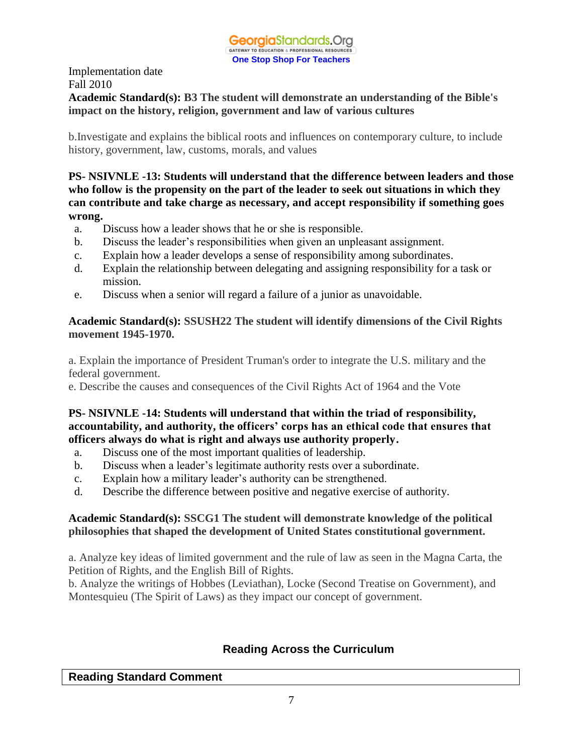Implementation date
Fall 2010

**Academic Standard(s): B3 The student will demonstrate an understanding of the Bible's impact on the history, religion, government and law of various cultures**

b.Investigate and explains the biblical roots and influences on contemporary culture, to include history, government, law, customs, morals, and values

**PS- NSIVNLE -13: Students will understand that the difference between leaders and those who follow is the propensity on the part of the leader to seek out situations in which they can contribute and take charge as necessary, and accept responsibility if something goes wrong.**

a. Discuss how a leader shows that he or she is responsible.
b. Discuss the leader's responsibilities when given an unpleasant assignment.
c. Explain how a leader develops a sense of responsibility among subordinates.
d. Explain the relationship between delegating and assigning responsibility for a task or mission.
e. Discuss when a senior will regard a failure of a junior as unavoidable.

**Academic Standard(s): SSUSH22 The student will identify dimensions of the Civil Rights movement 1945-1970.**

a. Explain the importance of President Truman's order to integrate the U.S. military and the federal government.
e. Describe the causes and consequences of the Civil Rights Act of 1964 and the Vote

**PS- NSIVNLE -14: Students will understand that within the triad of responsibility, accountability, and authority, the officers' corps has an ethical code that ensures that officers always do what is right and always use authority properly.**

a. Discuss one of the most important qualities of leadership.
b. Discuss when a leader's legitimate authority rests over a subordinate.
c. Explain how a military leader's authority can be strengthened.
d. Describe the difference between positive and negative exercise of authority.

**Academic Standard(s): SSCG1 The student will demonstrate knowledge of the political philosophies that shaped the development of United States constitutional government.**

a. Analyze key ideas of limited government and the rule of law as seen in the Magna Carta, the Petition of Rights, and the English Bill of Rights.
b. Analyze the writings of Hobbes (Leviathan), Locke (Second Treatise on Government), and Montesquieu (The Spirit of Laws) as they impact our concept of government.

## Reading Across the Curriculum

| Reading Standard Comment |
| --- |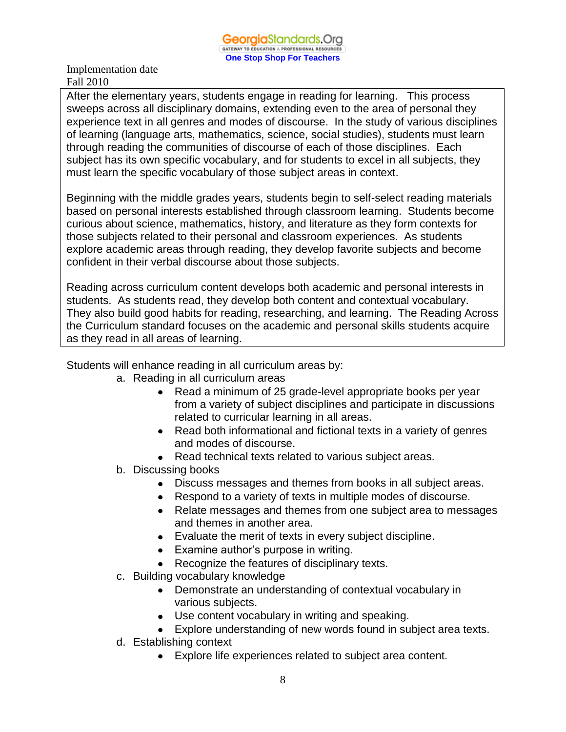Implementation date
Fall 2010

After the elementary years, students engage in reading for learning. This process sweeps across all disciplinary domains, extending even to the area of personal they experience text in all genres and modes of discourse. In the study of various disciplines of learning (language arts, mathematics, science, social studies), students must learn through reading the communities of discourse of each of those disciplines. Each subject has its own specific vocabulary, and for students to excel in all subjects, they must learn the specific vocabulary of those subject areas in context.

Beginning with the middle grades years, students begin to self-select reading materials based on personal interests established through classroom learning. Students become curious about science, mathematics, history, and literature as they form contexts for those subjects related to their personal and classroom experiences. As students explore academic areas through reading, they develop favorite subjects and become confident in their verbal discourse about those subjects.

Reading across curriculum content develops both academic and personal interests in students. As students read, they develop both content and contextual vocabulary. They also build good habits for reading, researching, and learning. The Reading Across the Curriculum standard focuses on the academic and personal skills students acquire as they read in all areas of learning.

Students will enhance reading in all curriculum areas by:

a. Reading in all curriculum areas
   - Read a minimum of 25 grade-level appropriate books per year from a variety of subject disciplines and participate in discussions related to curricular learning in all areas.
   - Read both informational and fictional texts in a variety of genres and modes of discourse.
   - Read technical texts related to various subject areas.

b. Discussing books
   - Discuss messages and themes from books in all subject areas.
   - Respond to a variety of texts in multiple modes of discourse.
   - Relate messages and themes from one subject area to messages and themes in another area.
   - Evaluate the merit of texts in every subject discipline.
   - Examine author's purpose in writing.
   - Recognize the features of disciplinary texts.

c. Building vocabulary knowledge
   - Demonstrate an understanding of contextual vocabulary in various subjects.
   - Use content vocabulary in writing and speaking.
   - Explore understanding of new words found in subject area texts.

d. Establishing context
   - Explore life experiences related to subject area content.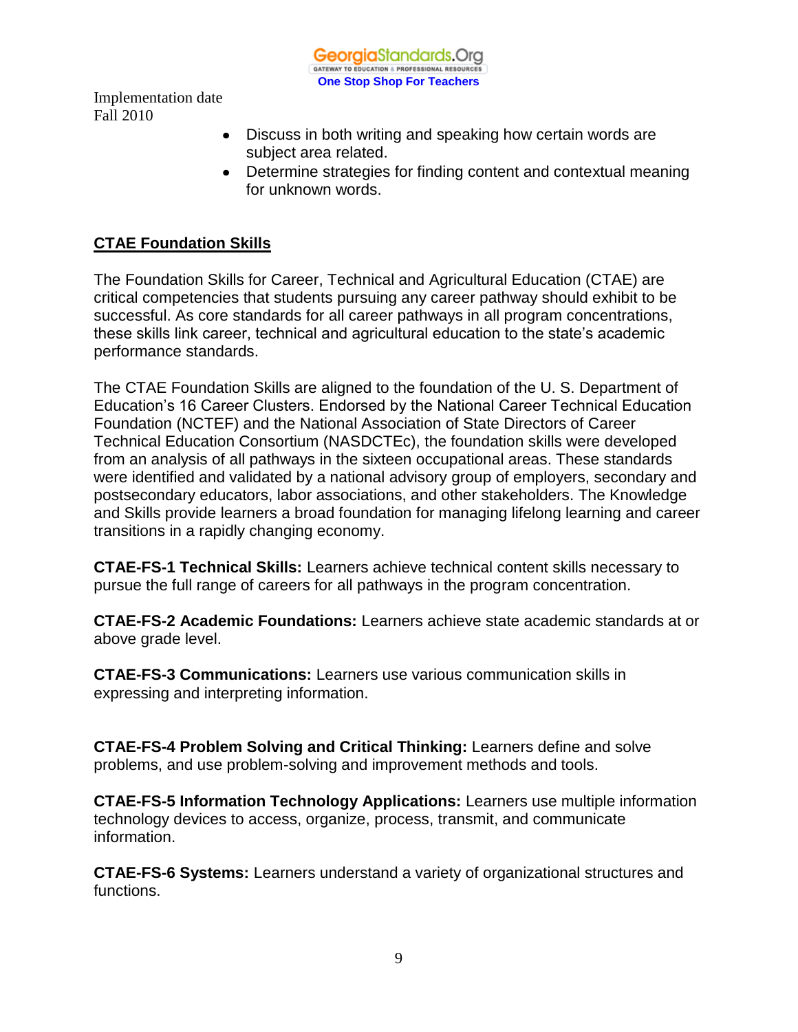- Discuss in both writing and speaking how certain words are subject area related.
- Determine strategies for finding content and contextual meaning for unknown words.

## CTAE Foundation Skills

The Foundation Skills for Career, Technical and Agricultural Education (CTAE) are critical competencies that students pursuing any career pathway should exhibit to be successful. As core standards for all career pathways in all program concentrations, these skills link career, technical and agricultural education to the state's academic performance standards.

The CTAE Foundation Skills are aligned to the foundation of the U. S. Department of Education's 16 Career Clusters. Endorsed by the National Career Technical Education Foundation (NCTEF) and the National Association of State Directors of Career Technical Education Consortium (NASDCTEc), the foundation skills were developed from an analysis of all pathways in the sixteen occupational areas. These standards were identified and validated by a national advisory group of employers, secondary and postsecondary educators, labor associations, and other stakeholders. The Knowledge and Skills provide learners a broad foundation for managing lifelong learning and career transitions in a rapidly changing economy.

**CTAE-FS-1 Technical Skills:** Learners achieve technical content skills necessary to pursue the full range of careers for all pathways in the program concentration.

**CTAE-FS-2 Academic Foundations:** Learners achieve state academic standards at or above grade level.

**CTAE-FS-3 Communications:** Learners use various communication skills in expressing and interpreting information.

**CTAE-FS-4 Problem Solving and Critical Thinking:** Learners define and solve problems, and use problem-solving and improvement methods and tools.

**CTAE-FS-5 Information Technology Applications:** Learners use multiple information technology devices to access, organize, process, transmit, and communicate information.

**CTAE-FS-6 Systems:** Learners understand a variety of organizational structures and functions.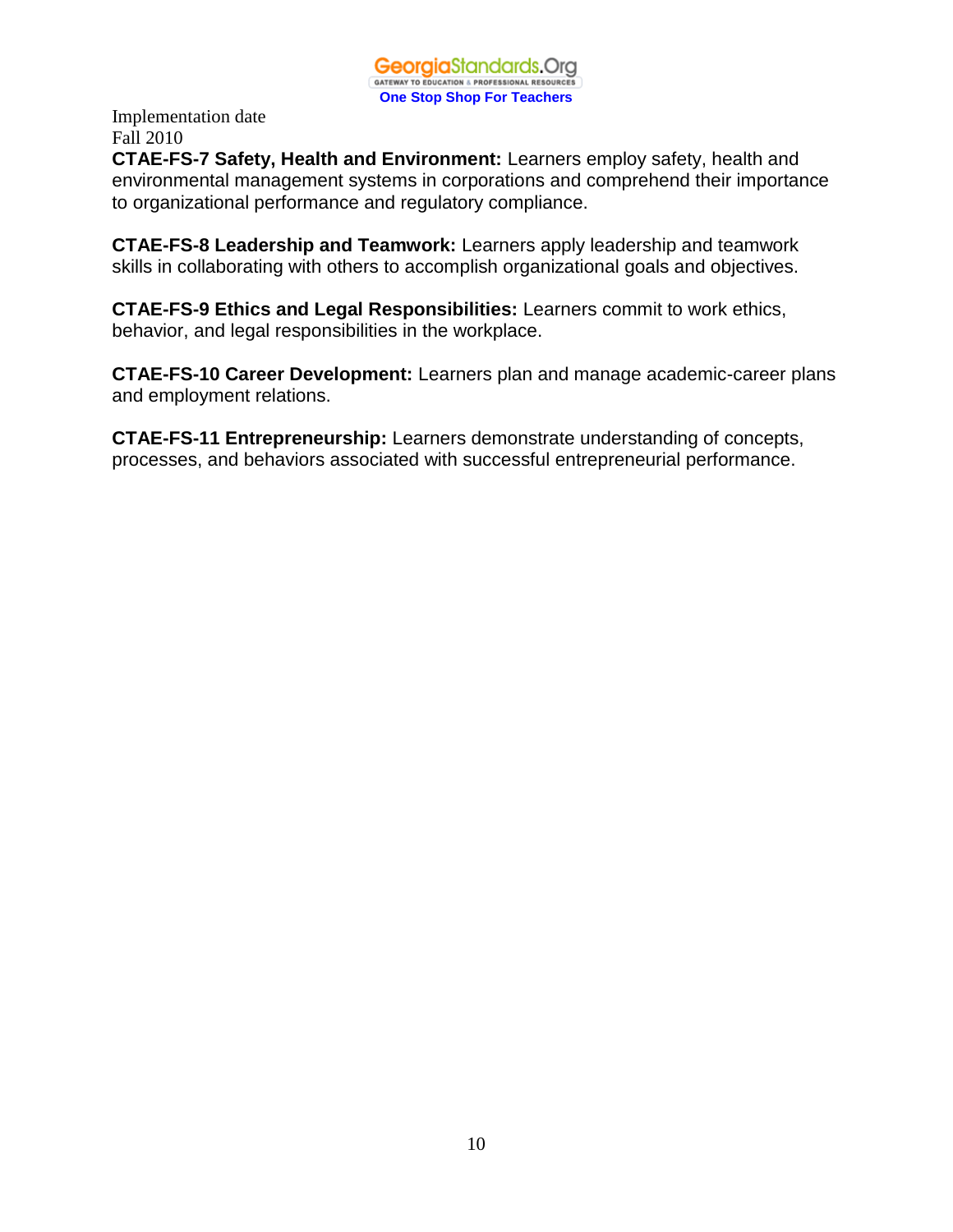Implementation date
Fall 2010

**CTAE-FS-7 Safety, Health and Environment:** Learners employ safety, health and environmental management systems in corporations and comprehend their importance to organizational performance and regulatory compliance.

**CTAE-FS-8 Leadership and Teamwork:** Learners apply leadership and teamwork skills in collaborating with others to accomplish organizational goals and objectives.

**CTAE-FS-9 Ethics and Legal Responsibilities:** Learners commit to work ethics, behavior, and legal responsibilities in the workplace.

**CTAE-FS-10 Career Development:** Learners plan and manage academic-career plans and employment relations.

**CTAE-FS-11 Entrepreneurship:** Learners demonstrate understanding of concepts, processes, and behaviors associated with successful entrepreneurial performance.